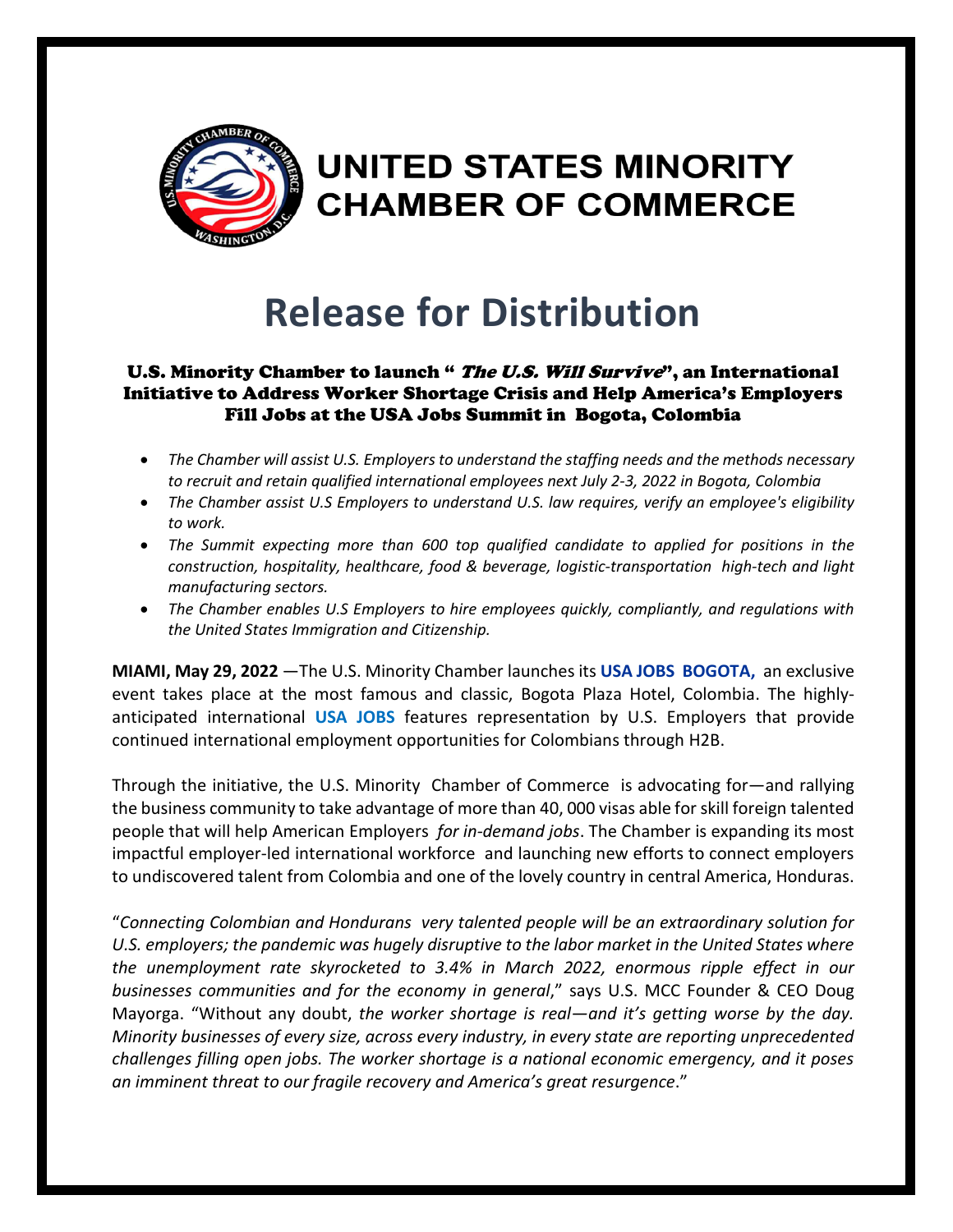# UNITED STATES MINORITY CHAMBER OF COMMERCE

# Release for Distribution

### U.S. Minority Chamber to launch "*The U.S. Will Survive*", an International Initiative to Address Worker Shortage Crisis and Help America's Employers Fill Jobs at the USA Jobs Summit in Bogota, Colombia

- *The Chamber will assist U.S. Employers to understand the staffing needs and the methods necessary to recruit and retain qualified international employees next July 2-3, 2022 in Bogota, Colombia*
- *The Chamber assist U.S Employers to understand U.S. law requires, verify an employee's eligibility to work.*
- *The Summit expecting more than 600 top qualified candidate to applied for positions in the construction, hospitality, healthcare, food & beverage, logistic-transportation high-tech and light manufacturing sectors.*
- *The Chamber enables U.S Employers to hire employees quickly, compliantly, and regulations with the United States Immigration and Citizenship.*

**MIAMI, May 29, 2022** —The U.S. Minority Chamber launches its **USA JOBS BOGOTA,** an exclusive event takes place at the most famous and classic, Bogota Plaza Hotel, Colombia. The highly-anticipated international **USA JOBS** features representation by U.S. Employers that provide continued international employment opportunities for Colombians through H2B.

Through the initiative, the U.S. Minority Chamber of Commerce is advocating for—and rallying the business community to take advantage of more than 40, 000 visas able for skill foreign talented people that will help American Employers *for in-demand jobs*. The Chamber is expanding its most impactful employer-led international workforce and launching new efforts to connect employers to undiscovered talent from Colombia and one of the lovely country in central America, Honduras.

"*Connecting Colombian and Hondurans very talented people will be an extraordinary solution for U.S. employers; the pandemic was hugely disruptive to the labor market in the United States where the unemployment rate skyrocketed to 3.4% in March 2022, enormous ripple effect in our businesses communities and for the economy in general*," says U.S. MCC Founder & CEO Doug Mayorga. "Without any doubt, *the worker shortage is real—and it's getting worse by the day. Minority businesses of every size, across every industry, in every state are reporting unprecedented challenges filling open jobs. The worker shortage is a national economic emergency, and it poses an imminent threat to our fragile recovery and America's great resurgence*."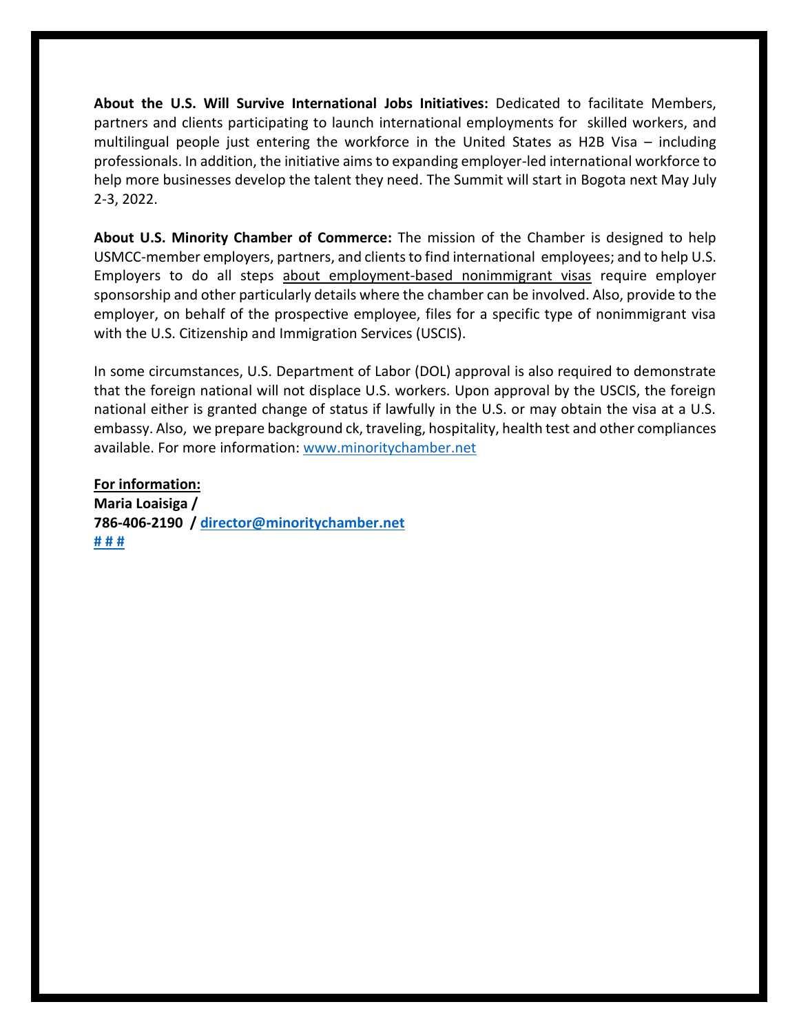**About the U.S. Will Survive International Jobs Initiatives:** Dedicated to facilitate Members, partners and clients participating to launch international employments for skilled workers, and multilingual people just entering the workforce in the United States as H2B Visa – including professionals. In addition, the initiative aims to expanding employer-led international workforce to help more businesses develop the talent they need. The Summit will start in Bogota next May July 2-3, 2022.

**About U.S. Minority Chamber of Commerce:** The mission of the Chamber is designed to help USMCC-member employers, partners, and clients to find international employees; and to help U.S. Employers to do all steps about employment-based nonimmigrant visas require employer sponsorship and other particularly details where the chamber can be involved. Also, provide to the employer, on behalf of the prospective employee, files for a specific type of nonimmigrant visa with the U.S. Citizenship and Immigration Services (USCIS).

In some circumstances, U.S. Department of Labor (DOL) approval is also required to demonstrate that the foreign national will not displace U.S. workers. Upon approval by the USCIS, the foreign national either is granted change of status if lawfully in the U.S. or may obtain the visa at a U.S. embassy. Also, we prepare background ck, traveling, hospitality, health test and other compliances available. For more information: www.minoritychamber.net

**For information:**
**Maria Loaisiga /**
**786-406-2190 / director@minoritychamber.net**
**# # #**